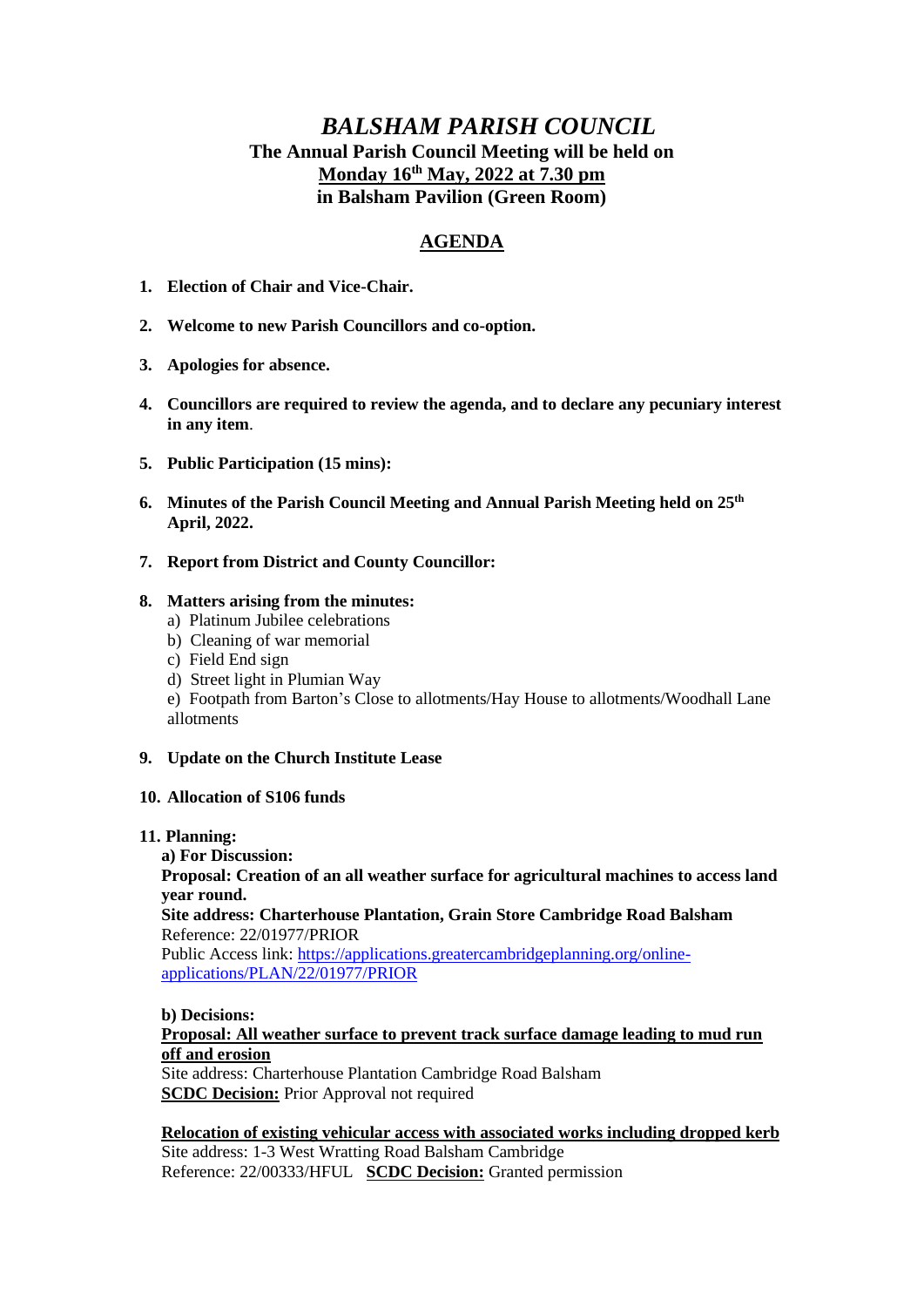# *BALSHAM PARISH COUNCIL*

**The Annual Parish Council Meeting will be held on**
**Monday 16th May, 2022 at 7.30 pm**
**in Balsham Pavilion (Green Room)**

## AGENDA

1. **Election of Chair and Vice-Chair.**

2. **Welcome to new Parish Councillors and co-option.**

3. **Apologies for absence.**

4. **Councillors are required to review the agenda, and to declare any pecuniary interest in any item.**

5. **Public Participation (15 mins):**

6. **Minutes of the Parish Council Meeting and Annual Parish Meeting held on 25th April, 2022.**

7. **Report from District and County Councillor:**

8. **Matters arising from the minutes:**
   a) Platinum Jubilee celebrations
   b) Cleaning of war memorial
   c) Field End sign
   d) Street light in Plumian Way
   e) Footpath from Barton's Close to allotments/Hay House to allotments/Woodhall Lane allotments

9. **Update on the Church Institute Lease**

10. **Allocation of S106 funds**

11. **Planning:**

    **a) For Discussion:**
    **Proposal: Creation of an all weather surface for agricultural machines to access land year round.**
    **Site address: Charterhouse Plantation, Grain Store Cambridge Road Balsham**
    Reference: 22/01977/PRIOR
    Public Access link: https://applications.greatercambridgeplanning.org/online-applications/PLAN/22/01977/PRIOR

    **b) Decisions:**
    **Proposal: All weather surface to prevent track surface damage leading to mud run off and erosion**
    Site address: Charterhouse Plantation Cambridge Road Balsham
    **SCDC Decision:** Prior Approval not required

    **Relocation of existing vehicular access with associated works including dropped kerb**
    Site address: 1-3 West Wratting Road Balsham Cambridge
    Reference: 22/00333/HFUL **SCDC Decision:** Granted permission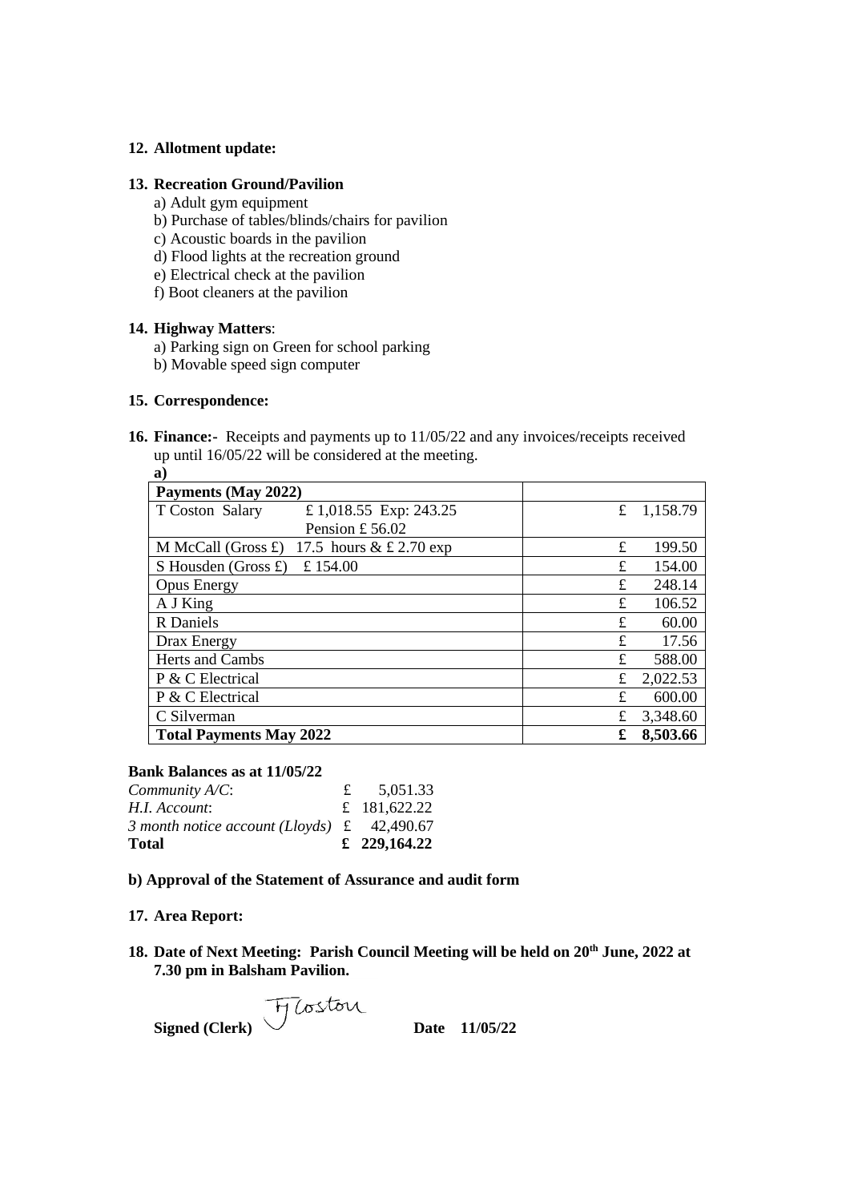**12. Allotment update:**

**13. Recreation Ground/Pavilion**

a) Adult gym equipment
b) Purchase of tables/blinds/chairs for pavilion
c) Acoustic boards in the pavilion
d) Flood lights at the recreation ground
e) Electrical check at the pavilion
f) Boot cleaners at the pavilion

**14. Highway Matters**:

a) Parking sign on Green for school parking
b) Movable speed sign computer

**15. Correspondence:**

**16. Finance:-** Receipts and payments up to 11/05/22 and any invoices/receipts received up until 16/05/22 will be considered at the meeting.

**a)**

| **Payments (May 2022)** | | |
|---|---|---|
| T Coston Salary £ 1,018.55 Exp: 243.25 Pension £ 56.02 | £ | 1,158.79 |
| M McCall (Gross £) 17.5 hours & £ 2.70 exp | £ | 199.50 |
| S Housden (Gross £) £ 154.00 | £ | 154.00 |
| Opus Energy | £ | 248.14 |
| A J King | £ | 106.52 |
| R Daniels | £ | 60.00 |
| Drax Energy | £ | 17.56 |
| Herts and Cambs | £ | 588.00 |
| P & C Electrical | £ | 2,022.53 |
| P & C Electrical | £ | 600.00 |
| C Silverman | £ | 3,348.60 |
| **Total Payments May 2022** | **£** | **8,503.66** |

**Bank Balances as at 11/05/22**

| | | |
|---|---|---|
| *Community A/C*: | £ | 5,051.33 |
| *H.I. Account*: | £ | 181,622.22 |
| *3 month notice account (Lloyds)* | £ | 42,490.67 |
| **Total** | **£** | **229,164.22** |

**b) Approval of the Statement of Assurance and audit form**

**17. Area Report:**

**18. Date of Next Meeting: Parish Council Meeting will be held on 20th June, 2022 at 7.30 pm in Balsham Pavilion.**

**Signed (Clerk)** TJ Coston **Date 11/05/22**